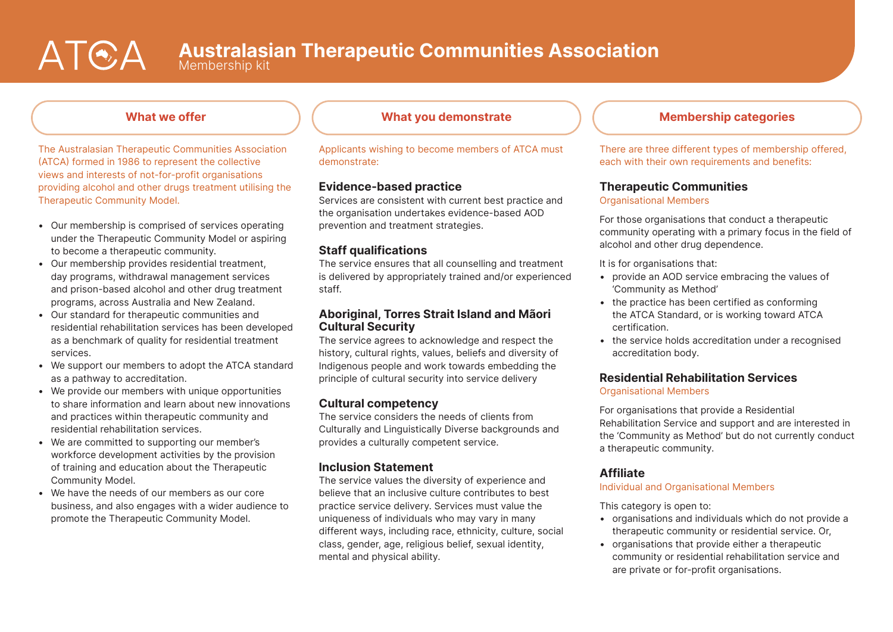# Australasian Therapeutic Communities Association

Membership kit

## What we offer

The Australasian Therapeutic Communities Association (ATCA) formed in 1986 to represent the collective views and interests of not-for-profit organisations providing alcohol and other drugs treatment utilising the Therapeutic Community Model.

- Our membership is comprised of services operating under the Therapeutic Community Model or aspiring to become a therapeutic community.
- Our membership provides residential treatment, day programs, withdrawal management services and prison-based alcohol and other drug treatment programs, across Australia and New Zealand.
- Our standard for therapeutic communities and residential rehabilitation services has been developed as a benchmark of quality for residential treatment services.
- We support our members to adopt the ATCA standard as a pathway to accreditation.
- We provide our members with unique opportunities to share information and learn about new innovations and practices within therapeutic community and residential rehabilitation services.
- We are committed to supporting our member's workforce development activities by the provision of training and education about the Therapeutic Community Model.
- We have the needs of our members as our core business, and also engages with a wider audience to promote the Therapeutic Community Model.

## What you demonstrate

Applicants wishing to become members of ATCA must demonstrate:

### Evidence-based practice

Services are consistent with current best practice and the organisation undertakes evidence-based AOD prevention and treatment strategies.

### Staff qualifications

The service ensures that all counselling and treatment is delivered by appropriately trained and/or experienced staff.

### Aboriginal, Torres Strait Island and Mãori Cultural Security

The service agrees to acknowledge and respect the history, cultural rights, values, beliefs and diversity of Indigenous people and work towards embedding the principle of cultural security into service delivery

### Cultural competency

The service considers the needs of clients from Culturally and Linguistically Diverse backgrounds and provides a culturally competent service.

### Inclusion Statement

The service values the diversity of experience and believe that an inclusive culture contributes to best practice service delivery. Services must value the uniqueness of individuals who may vary in many different ways, including race, ethnicity, culture, social class, gender, age, religious belief, sexual identity, mental and physical ability.

## Membership categories

There are three different types of membership offered, each with their own requirements and benefits:

### Therapeutic Communities

Organisational Members

For those organisations that conduct a therapeutic community operating with a primary focus in the field of alcohol and other drug dependence.

It is for organisations that:

- provide an AOD service embracing the values of 'Community as Method'
- the practice has been certified as conforming the ATCA Standard, or is working toward ATCA certification.
- the service holds accreditation under a recognised accreditation body.

### Residential Rehabilitation Services

Organisational Members

For organisations that provide a Residential Rehabilitation Service and support and are interested in the 'Community as Method' but do not currently conduct a therapeutic community.

### Affiliate

Individual and Organisational Members

This category is open to:

- organisations and individuals which do not provide a therapeutic community or residential service. Or,
- organisations that provide either a therapeutic community or residential rehabilitation service and are private or for-profit organisations.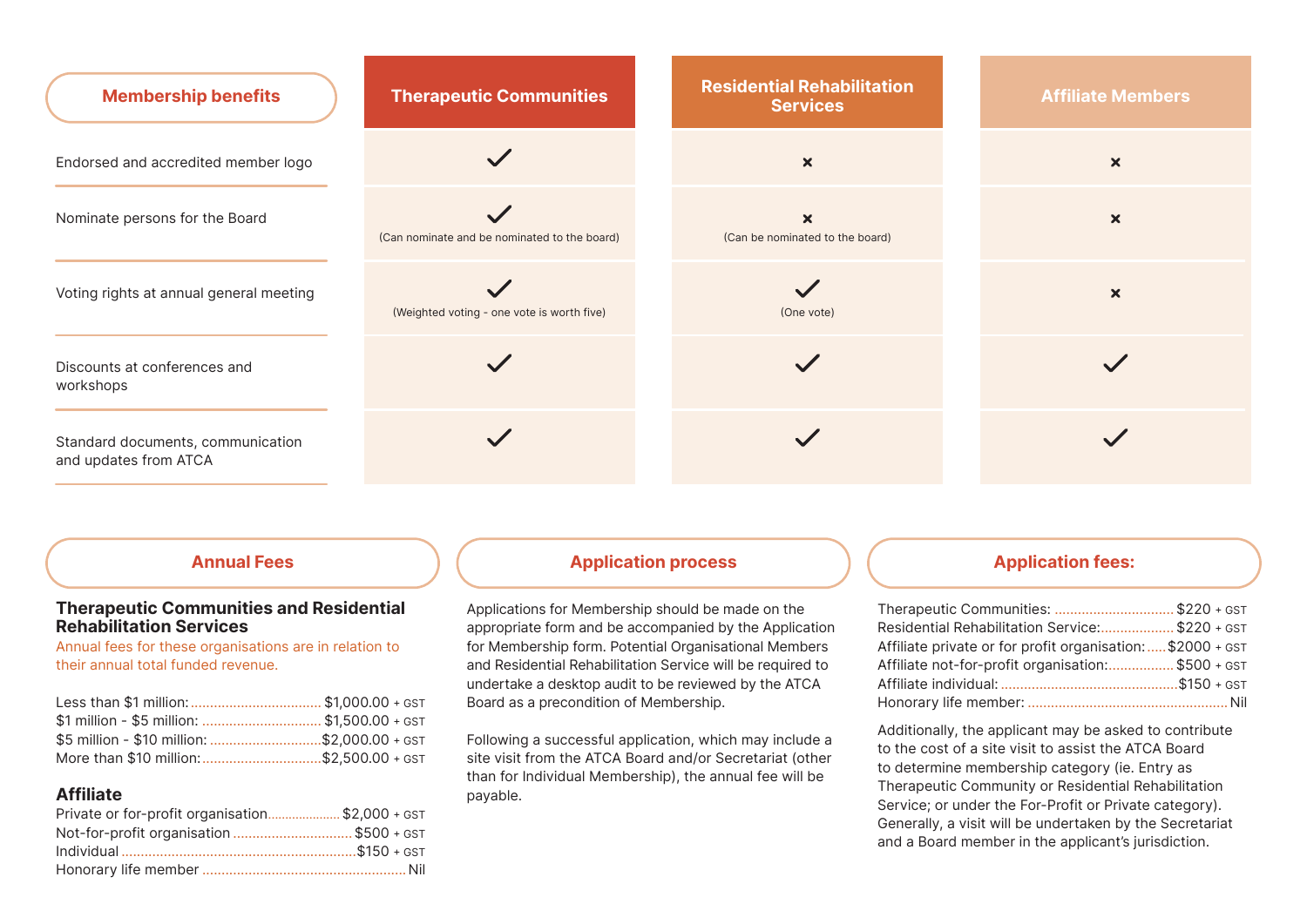| Membership benefits | Therapeutic Communities | Residential Rehabilitation Services | Affiliate Members |
| --- | --- | --- | --- |
| Endorsed and accredited member logo | ✓ | × | × |
| Nominate persons for the Board | ✓ (Can nominate and be nominated to the board) | × (Can be nominated to the board) | × |
| Voting rights at annual general meeting | ✓ (Weighted voting - one vote is worth five) | ✓ (One vote) | × |
| Discounts at conferences and workshops | ✓ | ✓ | ✓ |
| Standard documents, communication and updates from ATCA | ✓ | ✓ | ✓ |

## Annual Fees

### Therapeutic Communities and Residential Rehabilitation Services

Annual fees for these organisations are in relation to their annual total funded revenue.

Less than $1 million: ........ $1,000.00 + GST
$1 million - $5 million: ........ $1,500.00 + GST
$5 million - $10 million: ........ $2,000.00 + GST
More than $10 million: ........ $2,500.00 + GST

### Affiliate

Private or for-profit organisation ........ $2,000 + GST
Not-for-profit organisation ........ $500 + GST
Individual ........ $150 + GST
Honorary life member ........ Nil

## Application process

Applications for Membership should be made on the appropriate form and be accompanied by the Application for Membership form. Potential Organisational Members and Residential Rehabilitation Service will be required to undertake a desktop audit to be reviewed by the ATCA Board as a precondition of Membership.

Following a successful application, which may include a site visit from the ATCA Board and/or Secretariat (other than for Individual Membership), the annual fee will be payable.

## Application fees:

Therapeutic Communities: ........ $220 + GST
Residential Rehabilitation Service: ........ $220 + GST
Affiliate private or for profit organisation: ........ $2000 + GST
Affiliate not-for-profit organisation: ........ $500 + GST
Affiliate individual: ........ $150 + GST
Honorary life member: ........ Nil

Additionally, the applicant may be asked to contribute to the cost of a site visit to assist the ATCA Board to determine membership category (ie. Entry as Therapeutic Community or Residential Rehabilitation Service; or under the For-Profit or Private category). Generally, a visit will be undertaken by the Secretariat and a Board member in the applicant's jurisdiction.